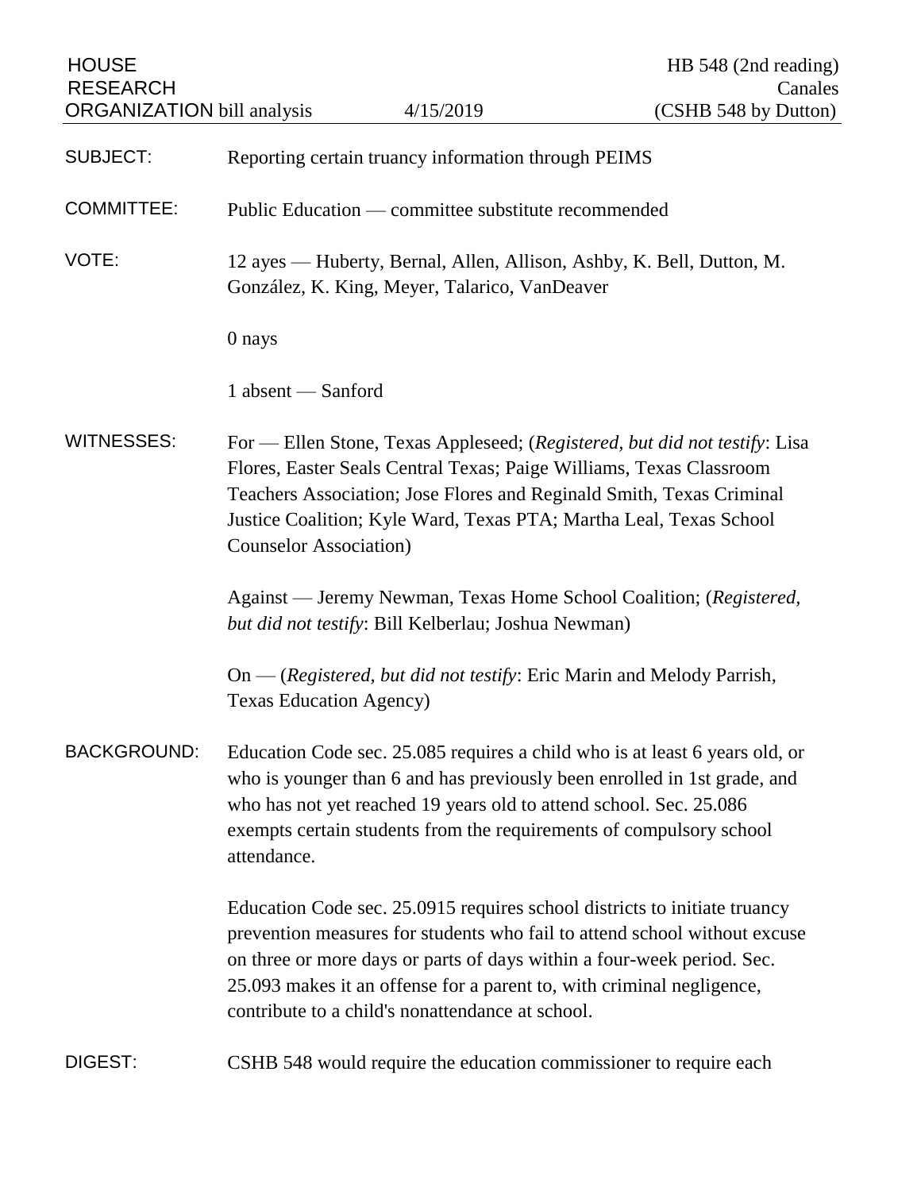HOUSE RESEARCH ORGANIZATION bill analysis — 4/15/2019 — HB 548 (2nd reading), Canales (CSHB 548 by Dutton)

**SUBJECT:** Reporting certain truancy information through PEIMS

**COMMITTEE:** Public Education — committee substitute recommended

**VOTE:** 12 ayes — Huberty, Bernal, Allen, Allison, Ashby, K. Bell, Dutton, M. González, K. King, Meyer, Talarico, VanDeaver

0 nays

1 absent — Sanford

**WITNESSES:** For — Ellen Stone, Texas Appleseed; (*Registered, but did not testify*: Lisa Flores, Easter Seals Central Texas; Paige Williams, Texas Classroom Teachers Association; Jose Flores and Reginald Smith, Texas Criminal Justice Coalition; Kyle Ward, Texas PTA; Martha Leal, Texas School Counselor Association)

Against — Jeremy Newman, Texas Home School Coalition; (*Registered, but did not testify*: Bill Kelberlau; Joshua Newman)

On — (*Registered, but did not testify*: Eric Marin and Melody Parrish, Texas Education Agency)

**BACKGROUND:** Education Code sec. 25.085 requires a child who is at least 6 years old, or who is younger than 6 and has previously been enrolled in 1st grade, and who has not yet reached 19 years old to attend school. Sec. 25.086 exempts certain students from the requirements of compulsory school attendance.

Education Code sec. 25.0915 requires school districts to initiate truancy prevention measures for students who fail to attend school without excuse on three or more days or parts of days within a four-week period. Sec. 25.093 makes it an offense for a parent to, with criminal negligence, contribute to a child's nonattendance at school.

**DIGEST:** CSHB 548 would require the education commissioner to require each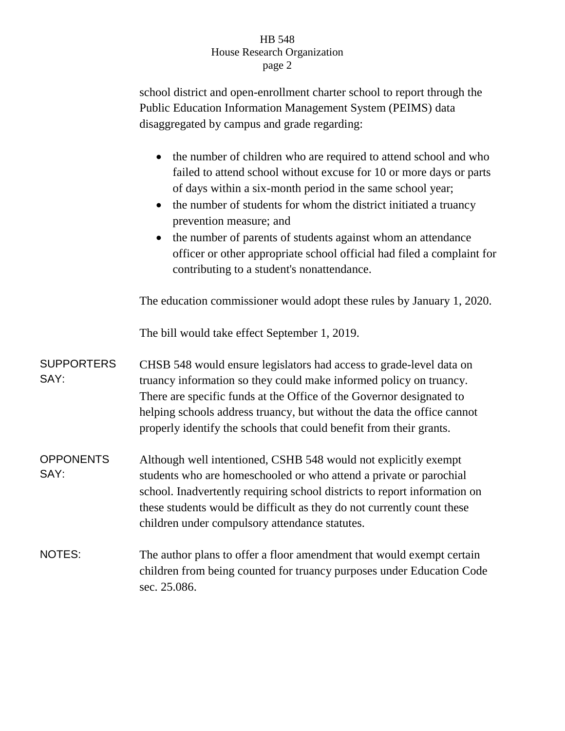school district and open-enrollment charter school to report through the Public Education Information Management System (PEIMS) data disaggregated by campus and grade regarding:

- the number of children who are required to attend school and who failed to attend school without excuse for 10 or more days or parts of days within a six-month period in the same school year;
- the number of students for whom the district initiated a truancy prevention measure; and
- the number of parents of students against whom an attendance officer or other appropriate school official had filed a complaint for contributing to a student's nonattendance.

The education commissioner would adopt these rules by January 1, 2020.

The bill would take effect September 1, 2019.

**SUPPORTERS SAY:**

CHSB 548 would ensure legislators had access to grade-level data on truancy information so they could make informed policy on truancy. There are specific funds at the Office of the Governor designated to helping schools address truancy, but without the data the office cannot properly identify the schools that could benefit from their grants.

**OPPONENTS SAY:**

Although well intentioned, CSHB 548 would not explicitly exempt students who are homeschooled or who attend a private or parochial school. Inadvertently requiring school districts to report information on these students would be difficult as they do not currently count these children under compulsory attendance statutes.

**NOTES:**

The author plans to offer a floor amendment that would exempt certain children from being counted for truancy purposes under Education Code sec. 25.086.